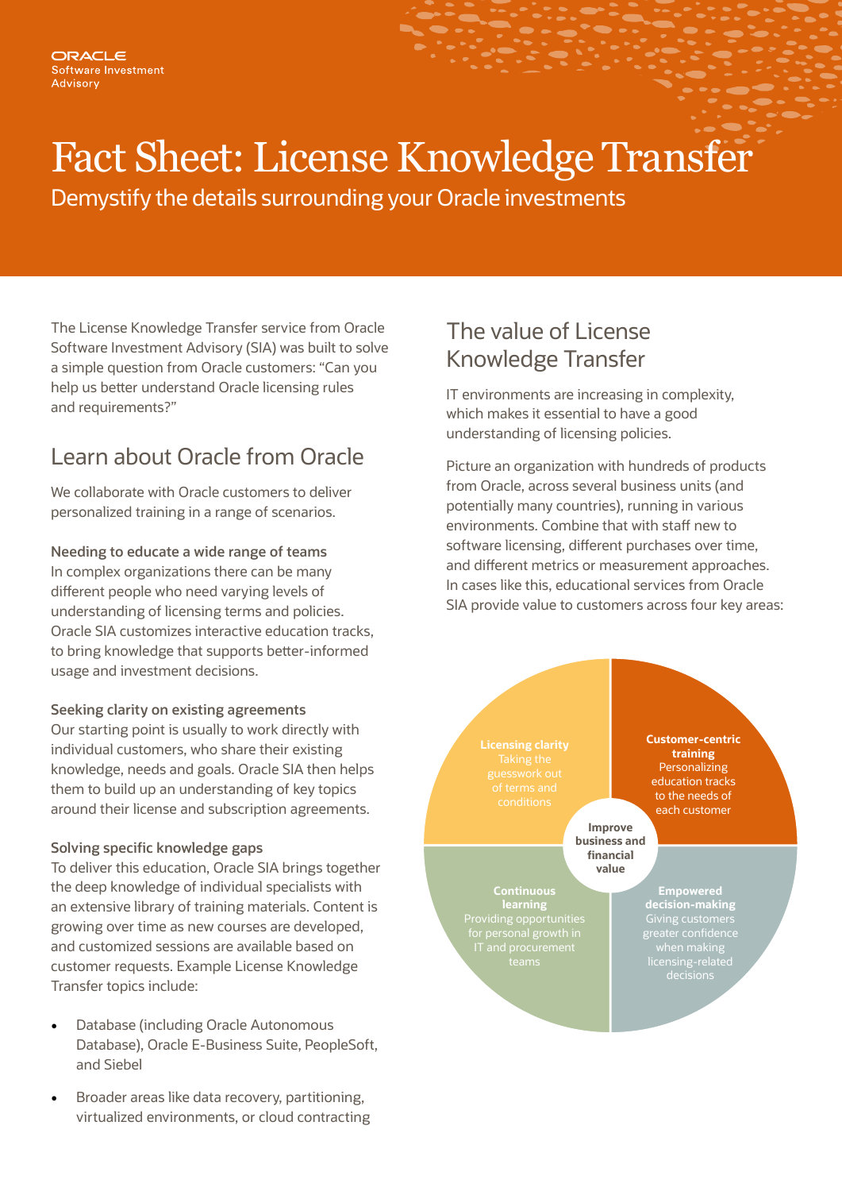ORACLE
Software Investment Advisory

# Fact Sheet: License Knowledge Transfer

Demystify the details surrounding your Oracle investments

The License Knowledge Transfer service from Oracle Software Investment Advisory (SIA) was built to solve a simple question from Oracle customers: "Can you help us better understand Oracle licensing rules and requirements?"

## Learn about Oracle from Oracle

We collaborate with Oracle customers to deliver personalized training in a range of scenarios.

**Needing to educate a wide range of teams**
In complex organizations there can be many different people who need varying levels of understanding of licensing terms and policies. Oracle SIA customizes interactive education tracks, to bring knowledge that supports better-informed usage and investment decisions.

**Seeking clarity on existing agreements**
Our starting point is usually to work directly with individual customers, who share their existing knowledge, needs and goals. Oracle SIA then helps them to build up an understanding of key topics around their license and subscription agreements.

**Solving specific knowledge gaps**
To deliver this education, Oracle SIA brings together the deep knowledge of individual specialists with an extensive library of training materials. Content is growing over time as new courses are developed, and customized sessions are available based on customer requests. Example License Knowledge Transfer topics include:

- Database (including Oracle Autonomous Database), Oracle E-Business Suite, PeopleSoft, and Siebel
- Broader areas like data recovery, partitioning, virtualized environments, or cloud contracting

## The value of License Knowledge Transfer

IT environments are increasing in complexity, which makes it essential to have a good understanding of licensing policies.

Picture an organization with hundreds of products from Oracle, across several business units (and potentially many countries), running in various environments. Combine that with staff new to software licensing, different purchases over time, and different metrics or measurement approaches. In cases like this, educational services from Oracle SIA provide value to customers across four key areas:

**Licensing clarity**
Taking the guesswork out of terms and conditions

**Customer-centric training**
Personalizing education tracks to the needs of each customer

**Improve business and financial value**

**Continuous learning**
Providing opportunities for personal growth in IT and procurement teams

**Empowered decision-making**
Giving customers greater confidence when making licensing-related decisions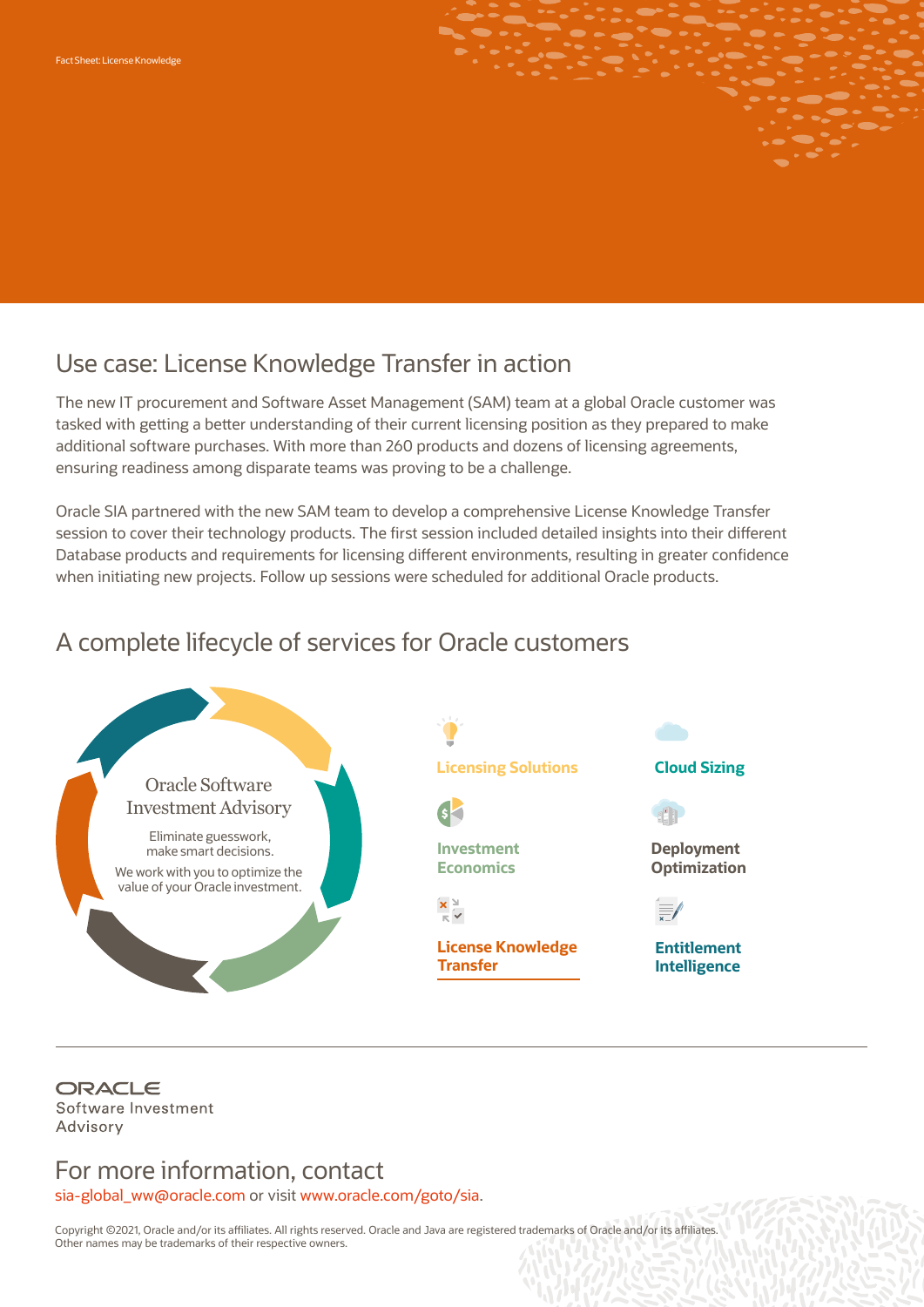## Use case: License Knowledge Transfer in action

The new IT procurement and Software Asset Management (SAM) team at a global Oracle customer was tasked with getting a better understanding of their current licensing position as they prepared to make additional software purchases. With more than 260 products and dozens of licensing agreements, ensuring readiness among disparate teams was proving to be a challenge.

Oracle SIA partnered with the new SAM team to develop a comprehensive License Knowledge Transfer session to cover their technology products. The first session included detailed insights into their different Database products and requirements for licensing different environments, resulting in greater confidence when initiating new projects. Follow up sessions were scheduled for additional Oracle products.

## A complete lifecycle of services for Oracle customers

Oracle Software Investment Advisory

Eliminate guesswork, make smart decisions.

We work with you to optimize the value of your Oracle investment.

Licensing Solutions

Cloud Sizing

Investment Economics

Deployment Optimization

License Knowledge Transfer

Entitlement Intelligence

ORACLE
Software Investment Advisory

## For more information, contact

sia-global_ww@oracle.com or visit www.oracle.com/goto/sia.

Copyright ©2021, Oracle and/or its affiliates. All rights reserved. Oracle and Java are registered trademarks of Oracle and/or its affiliates. Other names may be trademarks of their respective owners.